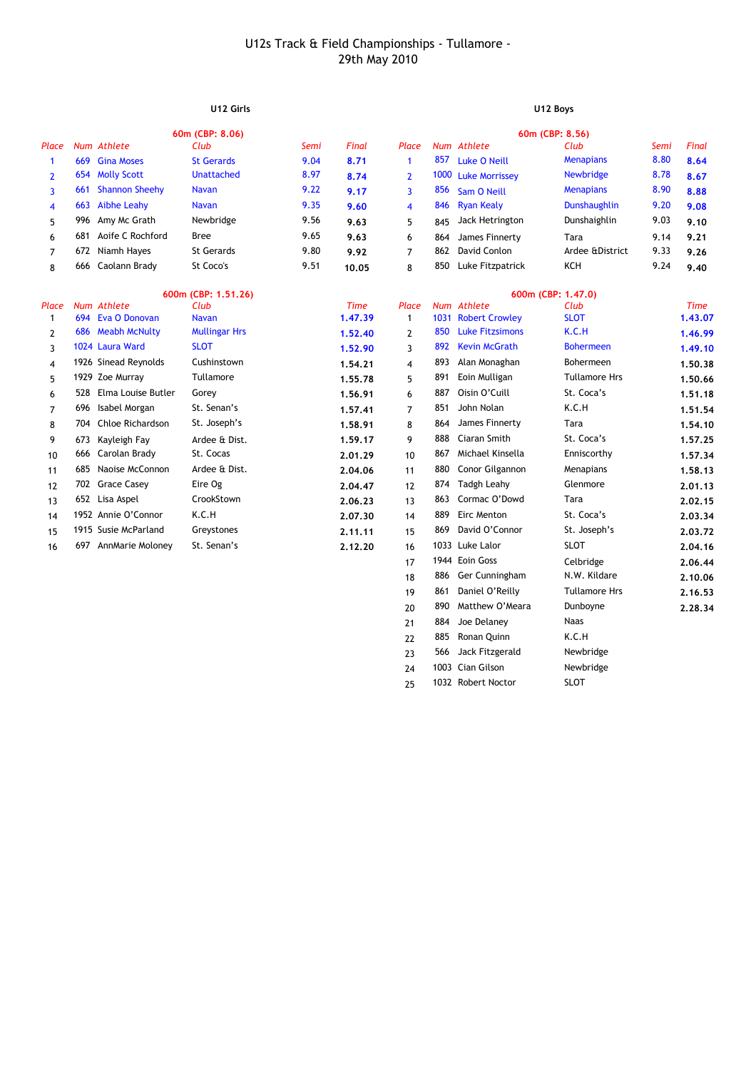# U12s Track & Field Championships - Tullamore - 29th May 2010

## U12 Girls

### 60m (CBP: 8.06)

| Place | Num | Athlete | Club | Semi | Final |
|---|---|---|---|---|---|
| 1 | 669 | Gina Moses | St Gerards | 9.04 | 8.71 |
| 2 | 654 | Molly Scott | Unattached | 8.97 | 8.74 |
| 3 | 661 | Shannon Sheehy | Navan | 9.22 | 9.17 |
| 4 | 663 | Aibhe Leahy | Navan | 9.35 | 9.60 |
| 5 | 996 | Amy Mc Grath | Newbridge | 9.56 | 9.63 |
| 6 | 681 | Aoife C Rochford | Bree | 9.65 | 9.63 |
| 7 | 672 | Niamh Hayes | St Gerards | 9.80 | 9.92 |
| 8 | 666 | Caolann Brady | St Coco's | 9.51 | 10.05 |

### 600m (CBP: 1.51.26)

| Place | Num | Athlete | Club | Time |
|---|---|---|---|---|
| 1 | 694 | Eva O Donovan | Navan | 1.47.39 |
| 2 | 686 | Meabh McNulty | Mullingar Hrs | 1.52.40 |
| 3 | 1024 | Laura Ward | SLOT | 1.52.90 |
| 4 | 1926 | Sinead Reynolds | Cushinstown | 1.54.21 |
| 5 | 1929 | Zoe Murray | Tullamore | 1.55.78 |
| 6 | 528 | Elma Louise Butler | Gorey | 1.56.91 |
| 7 | 696 | Isabel Morgan | St. Senan's | 1.57.41 |
| 8 | 704 | Chloe Richardson | St. Joseph's | 1.58.91 |
| 9 | 673 | Kayleigh Fay | Ardee & Dist. | 1.59.17 |
| 10 | 666 | Carolan Brady | St. Cocas | 2.01.29 |
| 11 | 685 | Naoise McConnon | Ardee & Dist. | 2.04.06 |
| 12 | 702 | Grace Casey | Eire Og | 2.04.47 |
| 13 | 652 | Lisa Aspel | CrookStown | 2.06.23 |
| 14 | 1952 | Annie O'Connor | K.C.H | 2.07.30 |
| 15 | 1915 | Susie McParland | Greystones | 2.11.11 |
| 16 | 697 | AnnMarie Moloney | St. Senan's | 2.12.20 |

## U12 Boys

### 60m (CBP: 8.56)

| Place | Num | Athlete | Club | Semi | Final |
|---|---|---|---|---|---|
| 1 | 857 | Luke O Neill | Menapians | 8.80 | 8.64 |
| 2 | 1000 | Luke Morrissey | Newbridge | 8.78 | 8.67 |
| 3 | 856 | Sam O Neill | Menapians | 8.90 | 8.88 |
| 4 | 846 | Ryan Kealy | Dunshaughlin | 9.20 | 9.08 |
| 5 | 845 | Jack Hetrington | Dunshaighlin | 9.03 | 9.10 |
| 6 | 864 | James Finnerty | Tara | 9.14 | 9.21 |
| 7 | 862 | David Conlon | Ardee &District | 9.33 | 9.26 |
| 8 | 850 | Luke Fitzpatrick | KCH | 9.24 | 9.40 |

### 600m (CBP: 1.47.0)

| Place | Num | Athlete | Club | Time |
|---|---|---|---|---|
| 1 | 1031 | Robert Crowley | SLOT | 1.43.07 |
| 2 | 850 | Luke Fitzsimons | K.C.H | 1.46.99 |
| 3 | 892 | Kevin McGrath | Bohermeen | 1.49.10 |
| 4 | 893 | Alan Monaghan | Bohermeen | 1.50.38 |
| 5 | 891 | Eoin Mulligan | Tullamore Hrs | 1.50.66 |
| 6 | 887 | Oisin O'Cuill | St. Coca's | 1.51.18 |
| 7 | 851 | John Nolan | K.C.H | 1.51.54 |
| 8 | 864 | James Finnerty | Tara | 1.54.10 |
| 9 | 888 | Ciaran Smith | St. Coca's | 1.57.25 |
| 10 | 867 | Michael Kinsella | Enniscorthy | 1.57.34 |
| 11 | 880 | Conor Gilgannon | Menapians | 1.58.13 |
| 12 | 874 | Tadgh Leahy | Glenmore | 2.01.13 |
| 13 | 863 | Cormac O'Dowd | Tara | 2.02.15 |
| 14 | 889 | Eirc Menton | St. Coca's | 2.03.34 |
| 15 | 869 | David O'Connor | St. Joseph's | 2.03.72 |
| 16 | 1033 | Luke Lalor | SLOT | 2.04.16 |
| 17 | 1944 | Eoin Goss | Celbridge | 2.06.44 |
| 18 | 886 | Ger Cunningham | N.W. Kildare | 2.10.06 |
| 19 | 861 | Daniel O'Reilly | Tullamore Hrs | 2.16.53 |
| 20 | 890 | Matthew O'Meara | Dunboyne | 2.28.34 |
| 21 | 884 | Joe Delaney | Naas | |
| 22 | 885 | Ronan Quinn | K.C.H | |
| 23 | 566 | Jack Fitzgerald | Newbridge | |
| 24 | 1003 | Cian Gilson | Newbridge | |
| 25 | 1032 | Robert Noctor | SLOT | |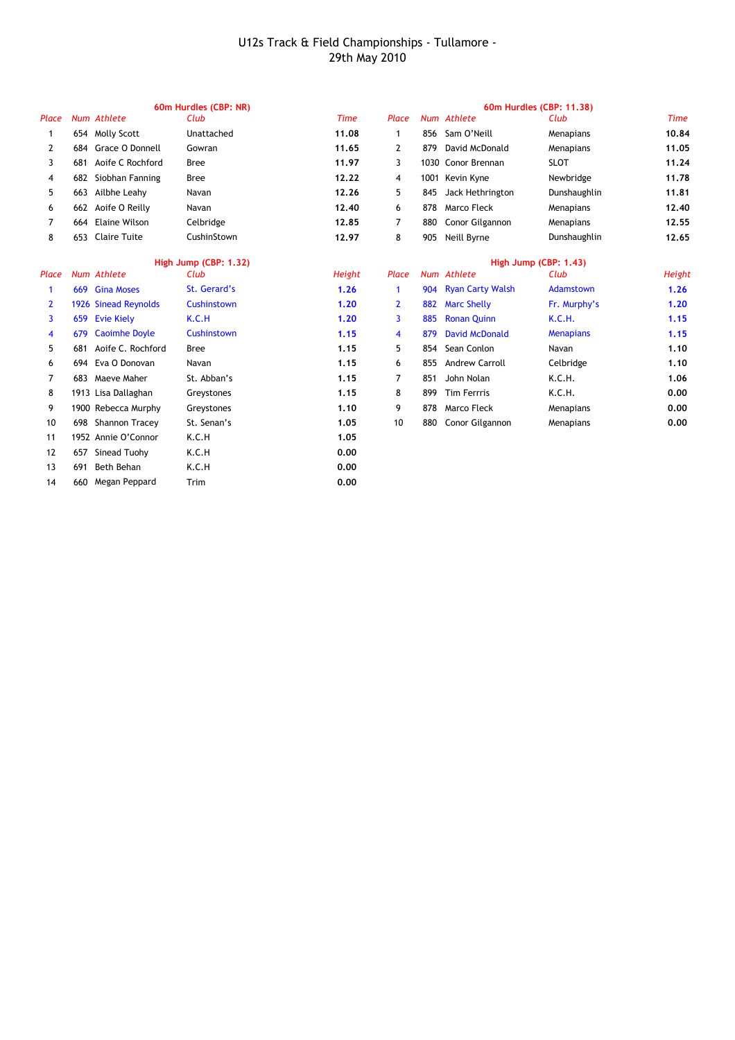# U12s Track & Field Championships - Tullamore - 29th May 2010

### 60m Hurdles (CBP: NR)

| Place | Num | Athlete | Club | Time |
|---|---|---|---|---|
| 1 | 654 | Molly Scott | Unattached | **11.08** |
| 2 | 684 | Grace O Donnell | Gowran | **11.65** |
| 3 | 681 | Aoife C Rochford | Bree | **11.97** |
| 4 | 682 | Siobhan Fanning | Bree | **12.22** |
| 5 | 663 | Ailbhe Leahy | Navan | **12.26** |
| 6 | 662 | Aoife O Reilly | Navan | **12.40** |
| 7 | 664 | Elaine Wilson | Celbridge | **12.85** |
| 8 | 653 | Claire Tuite | CushinStown | **12.97** |

### 60m Hurdles (CBP: 11.38)

| Place | Num | Athlete | Club | Time |
|---|---|---|---|---|
| 1 | 856 | Sam O'Neill | Menapians | **10.84** |
| 2 | 879 | David McDonald | Menapians | **11.05** |
| 3 | 1030 | Conor Brennan | SLOT | **11.24** |
| 4 | 1001 | Kevin Kyne | Newbridge | **11.78** |
| 5 | 845 | Jack Hethrington | Dunshaughlin | **11.81** |
| 6 | 878 | Marco Fleck | Menapians | **12.40** |
| 7 | 880 | Conor Gilgannon | Menapians | **12.55** |
| 8 | 905 | Neill Byrne | Dunshaughlin | **12.65** |

### High Jump (CBP: 1.32)

| Place | Num | Athlete | Club | Height |
|---|---|---|---|---|
| 1 | 669 | Gina Moses | St. Gerard's | **1.26** |
| 2 | 1926 | Sinead Reynolds | Cushinstown | **1.20** |
| 3 | 659 | Evie Kiely | K.C.H | **1.20** |
| 4 | 679 | Caoimhe Doyle | Cushinstown | **1.15** |
| 5 | 681 | Aoife C. Rochford | Bree | **1.15** |
| 6 | 694 | Eva O Donovan | Navan | **1.15** |
| 7 | 683 | Maeve Maher | St. Abban's | **1.15** |
| 8 | 1913 | Lisa Dallaghan | Greystones | **1.15** |
| 9 | 1900 | Rebecca Murphy | Greystones | **1.10** |
| 10 | 698 | Shannon Tracey | St. Senan's | **1.05** |
| 11 | 1952 | Annie O'Connor | K.C.H | **1.05** |
| 12 | 657 | Sinead Tuohy | K.C.H | **0.00** |
| 13 | 691 | Beth Behan | K.C.H | **0.00** |
| 14 | 660 | Megan Peppard | Trim | **0.00** |

### High Jump (CBP: 1.43)

| Place | Num | Athlete | Club | Height |
|---|---|---|---|---|
| 1 | 904 | Ryan Carty Walsh | Adamstown | **1.26** |
| 2 | 882 | Marc Shelly | Fr. Murphy's | **1.20** |
| 3 | 885 | Ronan Quinn | K.C.H. | **1.15** |
| 4 | 879 | David McDonald | Menapians | **1.15** |
| 5 | 854 | Sean Conlon | Navan | **1.10** |
| 6 | 855 | Andrew Carroll | Celbridge | **1.10** |
| 7 | 851 | John Nolan | K.C.H. | **1.06** |
| 8 | 899 | Tim Ferrris | K.C.H. | **0.00** |
| 9 | 878 | Marco Fleck | Menapians | **0.00** |
| 10 | 880 | Conor Gilgannon | Menapians | **0.00** |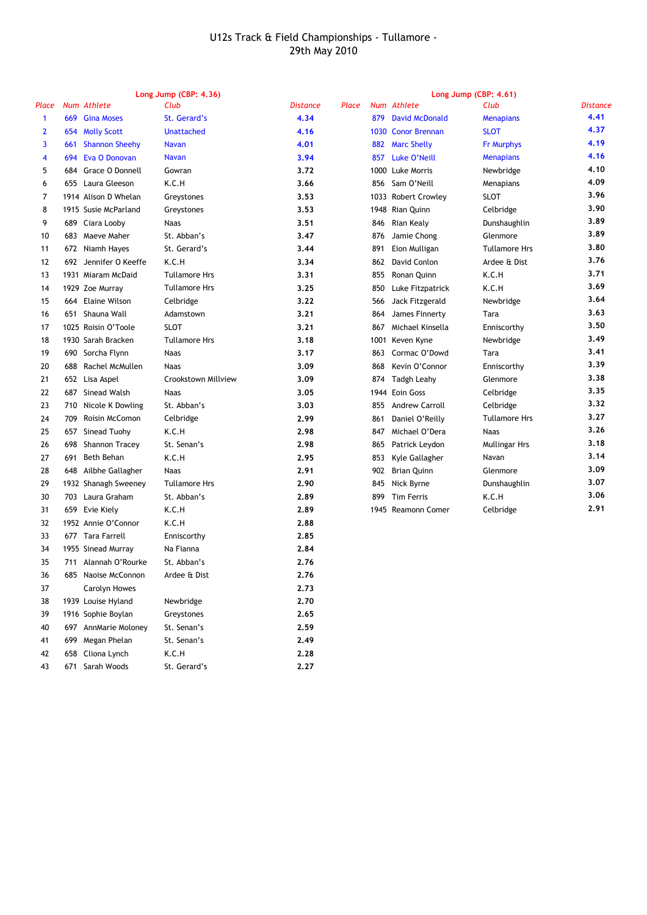# U12s Track & Field Championships - Tullamore - 29th May 2010

## Long Jump (CBP: 4.36)

| Place | Num | Athlete | Club | Distance |
|---|---|---|---|---|
| 1 | 669 | Gina Moses | St. Gerard's | 4.34 |
| 2 | 654 | Molly Scott | Unattached | 4.16 |
| 3 | 661 | Shannon Sheehy | Navan | 4.01 |
| 4 | 694 | Eva O Donovan | Navan | 3.94 |
| 5 | 684 | Grace O Donnell | Gowran | 3.72 |
| 6 | 655 | Laura Gleeson | K.C.H | 3.66 |
| 7 | 1914 | Alison D Whelan | Greystones | 3.53 |
| 8 | 1915 | Susie McParland | Greystones | 3.53 |
| 9 | 689 | Ciara Looby | Naas | 3.51 |
| 10 | 683 | Maeve Maher | St. Abban's | 3.47 |
| 11 | 672 | Niamh Hayes | St. Gerard's | 3.44 |
| 12 | 692 | Jennifer O Keeffe | K.C.H | 3.34 |
| 13 | 1931 | Miaram McDaid | Tullamore Hrs | 3.31 |
| 14 | 1929 | Zoe Murray | Tullamore Hrs | 3.25 |
| 15 | 664 | Elaine Wilson | Celbridge | 3.22 |
| 16 | 651 | Shauna Wall | Adamstown | 3.21 |
| 17 | 1025 | Roisin O'Toole | SLOT | 3.21 |
| 18 | 1930 | Sarah Bracken | Tullamore Hrs | 3.18 |
| 19 | 690 | Sorcha Flynn | Naas | 3.17 |
| 20 | 688 | Rachel McMullen | Naas | 3.09 |
| 21 | 652 | Lisa Aspel | Crookstown Millview | 3.09 |
| 22 | 687 | Sinead Walsh | Naas | 3.05 |
| 23 | 710 | Nicole K Dowling | St. Abban's | 3.03 |
| 24 | 709 | Roisin McComon | Celbridge | 2.99 |
| 25 | 657 | Sinead Tuohy | K.C.H | 2.98 |
| 26 | 698 | Shannon Tracey | St. Senan's | 2.98 |
| 27 | 691 | Beth Behan | K.C.H | 2.95 |
| 28 | 648 | Ailbhe Gallagher | Naas | 2.91 |
| 29 | 1932 | Shanagh Sweeney | Tullamore Hrs | 2.90 |
| 30 | 703 | Laura Graham | St. Abban's | 2.89 |
| 31 | 659 | Evie Kiely | K.C.H | 2.89 |
| 32 | 1952 | Annie O'Connor | K.C.H | 2.88 |
| 33 | 677 | Tara Farrell | Enniscorthy | 2.85 |
| 34 | 1955 | Sinead Murray | Na Fianna | 2.84 |
| 35 | 711 | Alannah O'Rourke | St. Abban's | 2.76 |
| 36 | 685 | Naoise McConnon | Ardee & Dist | 2.76 |
| 37 | | Carolyn Howes | | 2.73 |
| 38 | 1939 | Louise Hyland | Newbridge | 2.70 |
| 39 | 1916 | Sophie Boylan | Greystones | 2.65 |
| 40 | 697 | AnnMarie Moloney | St. Senan's | 2.59 |
| 41 | 699 | Megan Phelan | St. Senan's | 2.49 |
| 42 | 658 | Cliona Lynch | K.C.H | 2.28 |
| 43 | 671 | Sarah Woods | St. Gerard's | 2.27 |

## Long Jump (CBP: 4.61)

| Place | Num | Athlete | Club | Distance |
|---|---|---|---|---|
| | 879 | David McDonald | Menapians | 4.41 |
| | 1030 | Conor Brennan | SLOT | 4.37 |
| | 882 | Marc Shelly | Fr Murphys | 4.19 |
| | 857 | Luke O'Neill | Menapians | 4.16 |
| | 1000 | Luke Morris | Newbridge | 4.10 |
| | 856 | Sam O'Neill | Menapians | 4.09 |
| | 1033 | Robert Crowley | SLOT | 3.96 |
| | 1948 | Rian Quinn | Celbridge | 3.90 |
| | 846 | Rian Kealy | Dunshaughlin | 3.89 |
| | 876 | Jamie Chong | Glenmore | 3.89 |
| | 891 | Eion Mulligan | Tullamore Hrs | 3.80 |
| | 862 | David Conlon | Ardee & Dist | 3.76 |
| | 855 | Ronan Quinn | K.C.H | 3.71 |
| | 850 | Luke Fitzpatrick | K.C.H | 3.69 |
| | 566 | Jack Fitzgerald | Newbridge | 3.64 |
| | 864 | James Finnerty | Tara | 3.63 |
| | 867 | Michael Kinsella | Enniscorthy | 3.50 |
| | 1001 | Keven Kyne | Newbridge | 3.49 |
| | 863 | Cormac O'Dowd | Tara | 3.41 |
| | 868 | Kevin O'Connor | Enniscorthy | 3.39 |
| | 874 | Tadgh Leahy | Glenmore | 3.38 |
| | 1944 | Eoin Goss | Celbridge | 3.35 |
| | 855 | Andrew Carroll | Celbridge | 3.32 |
| | 861 | Daniel O'Reilly | Tullamore Hrs | 3.27 |
| | 847 | Michael O'Dera | Naas | 3.26 |
| | 865 | Patrick Leydon | Mullingar Hrs | 3.18 |
| | 853 | Kyle Gallagher | Navan | 3.14 |
| | 902 | Brian Quinn | Glenmore | 3.09 |
| | 845 | Nick Byrne | Dunshaughlin | 3.07 |
| | 899 | Tim Ferris | K.C.H | 3.06 |
| | 1945 | Reamonn Comer | Celbridge | 2.91 |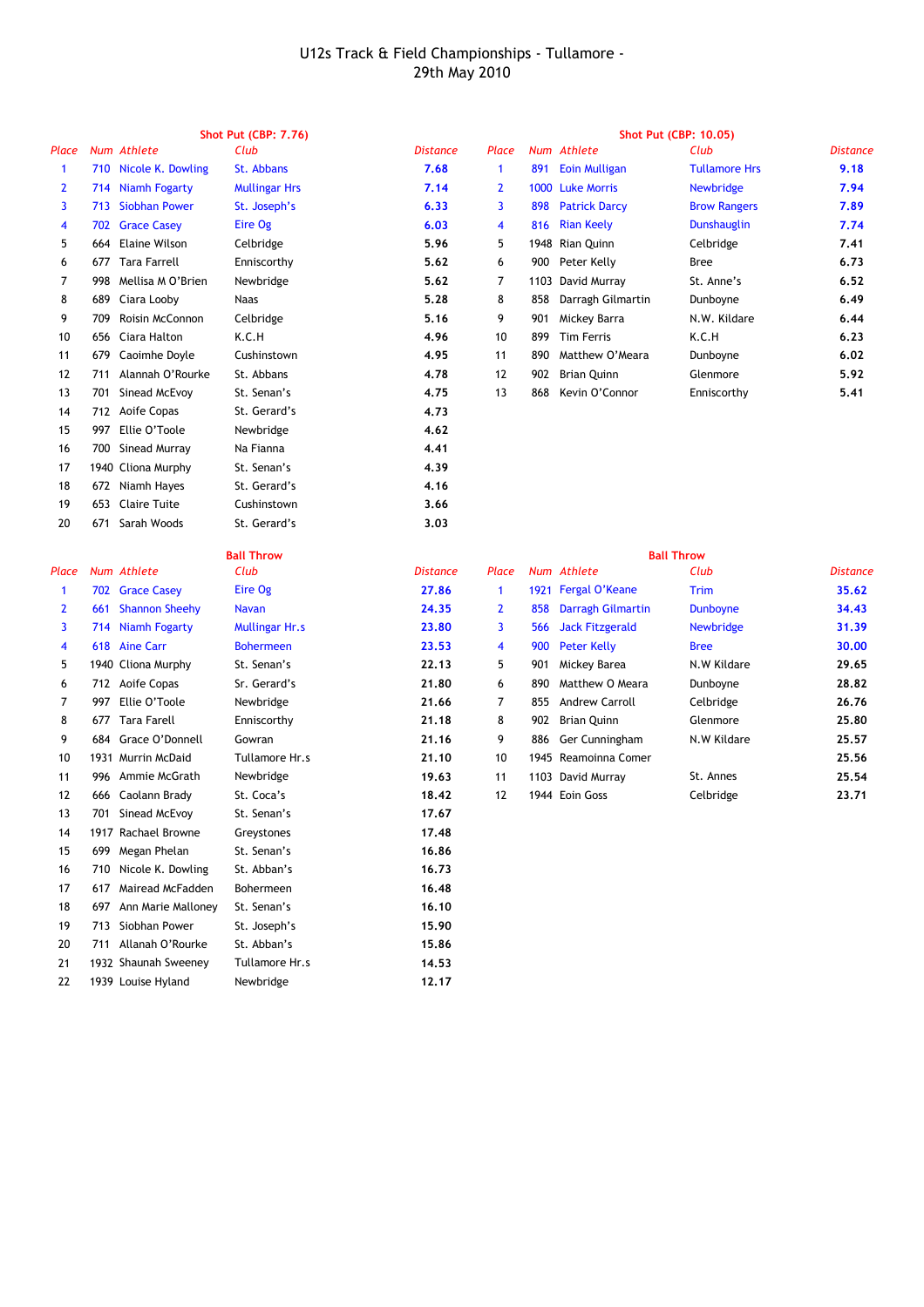# U12s Track & Field Championships - Tullamore - 29th May 2010

## Shot Put (CBP: 7.76)

| Place | Num | Athlete | Club | Distance |
|---|---|---|---|---|
| 1 | 710 | Nicole K. Dowling | St. Abbans | 7.68 |
| 2 | 714 | Niamh Fogarty | Mullingar Hrs | 7.14 |
| 3 | 713 | Siobhan Power | St. Joseph's | 6.33 |
| 4 | 702 | Grace Casey | Eire Og | 6.03 |
| 5 | 664 | Elaine Wilson | Celbridge | 5.96 |
| 6 | 677 | Tara Farrell | Enniscorthy | 5.62 |
| 7 | 998 | Mellisa M O'Brien | Newbridge | 5.62 |
| 8 | 689 | Ciara Looby | Naas | 5.28 |
| 9 | 709 | Roisin McConnon | Celbridge | 5.16 |
| 10 | 656 | Ciara Halton | K.C.H | 4.96 |
| 11 | 679 | Caoimhe Doyle | Cushinstown | 4.95 |
| 12 | 711 | Alannah O'Rourke | St. Abbans | 4.78 |
| 13 | 701 | Sinead McEvoy | St. Senan's | 4.75 |
| 14 | 712 | Aoife Copas | St. Gerard's | 4.73 |
| 15 | 997 | Ellie O'Toole | Newbridge | 4.62 |
| 16 | 700 | Sinead Murray | Na Fianna | 4.41 |
| 17 | 1940 | Cliona Murphy | St. Senan's | 4.39 |
| 18 | 672 | Niamh Hayes | St. Gerard's | 4.16 |
| 19 | 653 | Claire Tuite | Cushinstown | 3.66 |
| 20 | 671 | Sarah Woods | St. Gerard's | 3.03 |

## Shot Put (CBP: 10.05)

| Place | Num | Athlete | Club | Distance |
|---|---|---|---|---|
| 1 | 891 | Eoin Mulligan | Tullamore Hrs | 9.18 |
| 2 | 1000 | Luke Morris | Newbridge | 7.94 |
| 3 | 898 | Patrick Darcy | Brow Rangers | 7.89 |
| 4 | 816 | Rian Keely | Dunshauglin | 7.74 |
| 5 | 1948 | Rian Quinn | Celbridge | 7.41 |
| 6 | 900 | Peter Kelly | Bree | 6.73 |
| 7 | 1103 | David Murray | St. Anne's | 6.52 |
| 8 | 858 | Darragh Gilmartin | Dunboyne | 6.49 |
| 9 | 901 | Mickey Barra | N.W. Kildare | 6.44 |
| 10 | 899 | Tim Ferris | K.C.H | 6.23 |
| 11 | 890 | Matthew O'Meara | Dunboyne | 6.02 |
| 12 | 902 | Brian Quinn | Glenmore | 5.92 |
| 13 | 868 | Kevin O'Connor | Enniscorthy | 5.41 |

## Ball Throw

| Place | Num | Athlete | Club | Distance |
|---|---|---|---|---|
| 1 | 702 | Grace Casey | Eire Og | 27.86 |
| 2 | 661 | Shannon Sheehy | Navan | 24.35 |
| 3 | 714 | Niamh Fogarty | Mullingar Hr.s | 23.80 |
| 4 | 618 | Aine Carr | Bohermeen | 23.53 |
| 5 | 1940 | Cliona Murphy | St. Senan's | 22.13 |
| 6 | 712 | Aoife Copas | Sr. Gerard's | 21.80 |
| 7 | 997 | Ellie O'Toole | Newbridge | 21.66 |
| 8 | 677 | Tara Farell | Enniscorthy | 21.18 |
| 9 | 684 | Grace O'Donnell | Gowran | 21.16 |
| 10 | 1931 | Murrin McDaid | Tullamore Hr.s | 21.10 |
| 11 | 996 | Ammie McGrath | Newbridge | 19.63 |
| 12 | 666 | Caolann Brady | St. Coca's | 18.42 |
| 13 | 701 | Sinead McEvoy | St. Senan's | 17.67 |
| 14 | 1917 | Rachael Browne | Greystones | 17.48 |
| 15 | 699 | Megan Phelan | St. Senan's | 16.86 |
| 16 | 710 | Nicole K. Dowling | St. Abban's | 16.73 |
| 17 | 617 | Mairead McFadden | Bohermeen | 16.48 |
| 18 | 697 | Ann Marie Malloney | St. Senan's | 16.10 |
| 19 | 713 | Siobhan Power | St. Joseph's | 15.90 |
| 20 | 711 | Allanah O'Rourke | St. Abban's | 15.86 |
| 21 | 1932 | Shaunah Sweeney | Tullamore Hr.s | 14.53 |
| 22 | 1939 | Louise Hyland | Newbridge | 12.17 |

## Ball Throw

| Place | Num | Athlete | Club | Distance |
|---|---|---|---|---|
| 1 | 1921 | Fergal O'Keane | Trim | 35.62 |
| 2 | 858 | Darragh Gilmartin | Dunboyne | 34.43 |
| 3 | 566 | Jack Fitzgerald | Newbridge | 31.39 |
| 4 | 900 | Peter Kelly | Bree | 30.00 |
| 5 | 901 | Mickey Barea | N.W Kildare | 29.65 |
| 6 | 890 | Matthew O Meara | Dunboyne | 28.82 |
| 7 | 855 | Andrew Carroll | Celbridge | 26.76 |
| 8 | 902 | Brian Quinn | Glenmore | 25.80 |
| 9 | 886 | Ger Cunningham | N.W Kildare | 25.57 |
| 10 | 1945 | Reamoinna Comer | | 25.56 |
| 11 | 1103 | David Murray | St. Annes | 25.54 |
| 12 | 1944 | Eoin Goss | Celbridge | 23.71 |